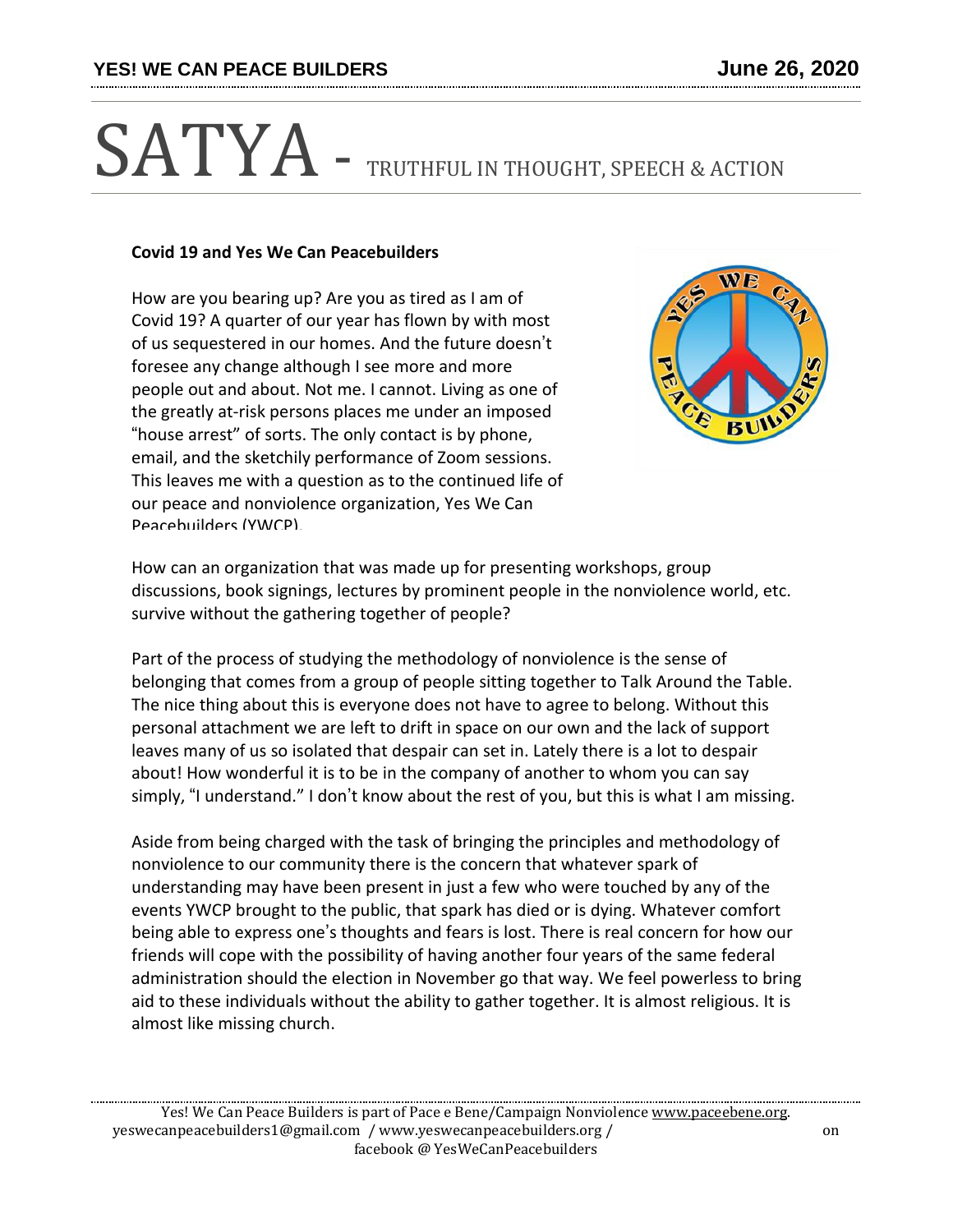# SATYA - TRUTHFUL IN THOUGHT, SPEECH & ACTION

**Covid 19 and Yes We Can Peacebuilders**

How are you bearing up? Are you as tired as I am of Covid 19? A quarter of our year has flown by with most of us sequestered in our homes. And the future doesn't foresee any change although I see more and more people out and about. Not me. I cannot. Living as one of the greatly at-risk persons places me under an imposed "house arrest" of sorts. The only contact is by phone, email, and the sketchily performance of Zoom sessions. This leaves me with a question as to the continued life of our peace and nonviolence organization, Yes We Can Peacebuilders (YWCP).

How can an organization that was made up for presenting workshops, group discussions, book signings, lectures by prominent people in the nonviolence world, etc. survive without the gathering together of people?

Part of the process of studying the methodology of nonviolence is the sense of belonging that comes from a group of people sitting together to Talk Around the Table. The nice thing about this is everyone does not have to agree to belong. Without this personal attachment we are left to drift in space on our own and the lack of support leaves many of us so isolated that despair can set in. Lately there is a lot to despair about! How wonderful it is to be in the company of another to whom you can say simply, "I understand." I don't know about the rest of you, but this is what I am missing.

Aside from being charged with the task of bringing the principles and methodology of nonviolence to our community there is the concern that whatever spark of understanding may have been present in just a few who were touched by any of the events YWCP brought to the public, that spark has died or is dying. Whatever comfort being able to express one's thoughts and fears is lost. There is real concern for how our friends will cope with the possibility of having another four years of the same federal administration should the election in November go that way. We feel powerless to bring aid to these individuals without the ability to gather together. It is almost religious. It is almost like missing church.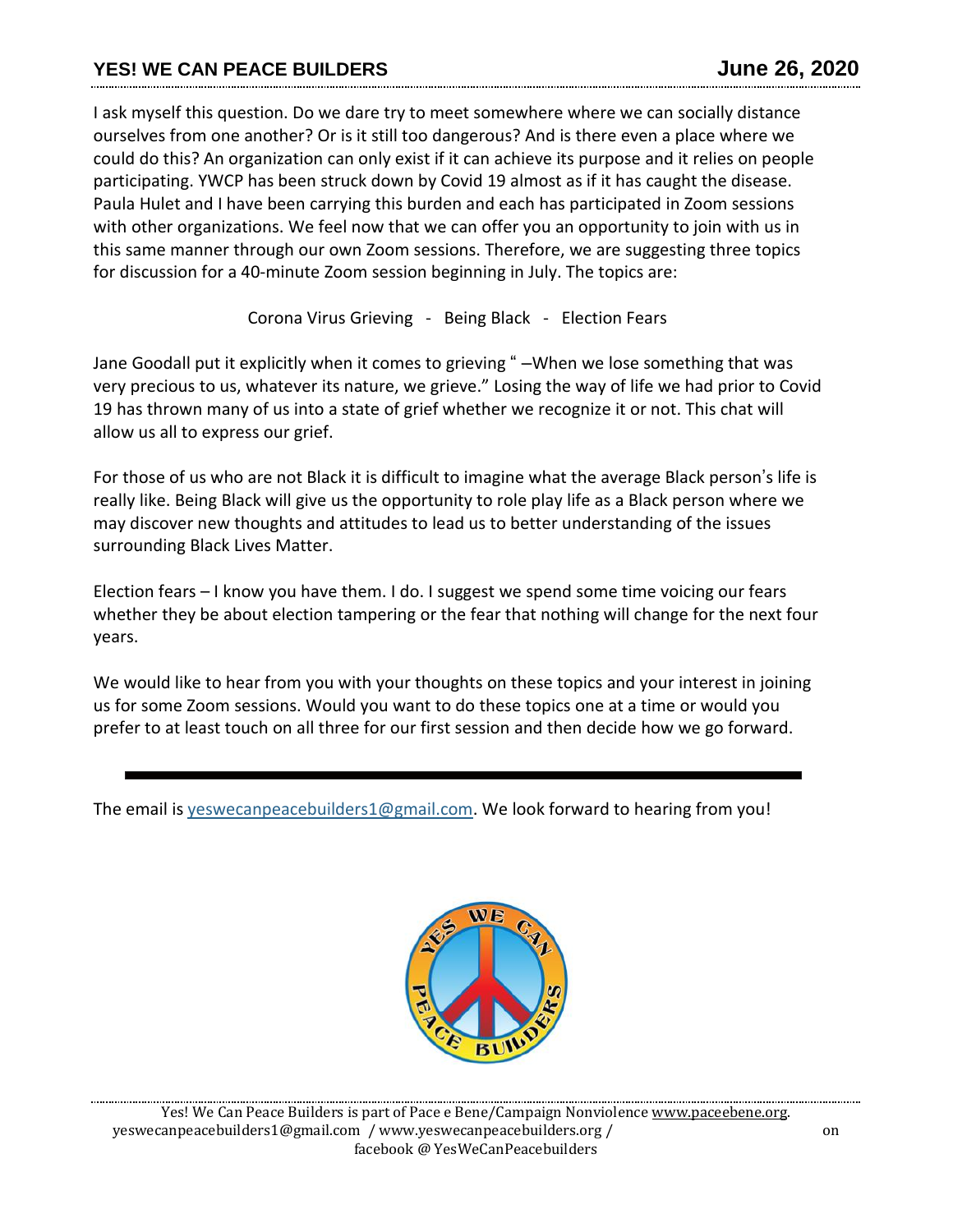I ask myself this question. Do we dare try to meet somewhere where we can socially distance ourselves from one another? Or is it still too dangerous? And is there even a place where we could do this? An organization can only exist if it can achieve its purpose and it relies on people participating. YWCP has been struck down by Covid 19 almost as if it has caught the disease. Paula Hulet and I have been carrying this burden and each has participated in Zoom sessions with other organizations. We feel now that we can offer you an opportunity to join with us in this same manner through our own Zoom sessions. Therefore, we are suggesting three topics for discussion for a 40-minute Zoom session beginning in July. The topics are:

Corona Virus Grieving - Being Black - Election Fears

Jane Goodall put it explicitly when it comes to grieving " –When we lose something that was very precious to us, whatever its nature, we grieve." Losing the way of life we had prior to Covid 19 has thrown many of us into a state of grief whether we recognize it or not. This chat will allow us all to express our grief.

For those of us who are not Black it is difficult to imagine what the average Black person's life is really like. Being Black will give us the opportunity to role play life as a Black person where we may discover new thoughts and attitudes to lead us to better understanding of the issues surrounding Black Lives Matter.

Election fears – I know you have them. I do. I suggest we spend some time voicing our fears whether they be about election tampering or the fear that nothing will change for the next four years.

We would like to hear from you with your thoughts on these topics and your interest in joining us for some Zoom sessions. Would you want to do these topics one at a time or would you prefer to at least touch on all three for our first session and then decide how we go forward.

---

The email is yeswecanpeacebuilders1@gmail.com. We look forward to hearing from you!

Yes! We Can Peace Builders is part of Pace e Bene/Campaign Nonviolence www.paceebene.org.
yeswecanpeacebuilders1@gmail.com / www.yeswecanpeacebuilders.org / on facebook @ YesWeCanPeacebuilders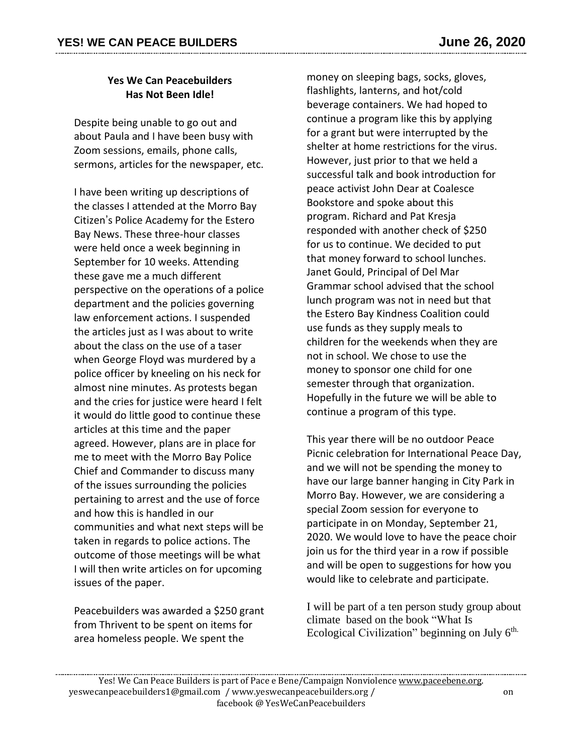**Yes We Can Peacebuilders Has Not Been Idle!**

Despite being unable to go out and about Paula and I have been busy with Zoom sessions, emails, phone calls, sermons, articles for the newspaper, etc.

I have been writing up descriptions of the classes I attended at the Morro Bay Citizen's Police Academy for the Estero Bay News. These three-hour classes were held once a week beginning in September for 10 weeks. Attending these gave me a much different perspective on the operations of a police department and the policies governing law enforcement actions. I suspended the articles just as I was about to write about the class on the use of a taser when George Floyd was murdered by a police officer by kneeling on his neck for almost nine minutes. As protests began and the cries for justice were heard I felt it would do little good to continue these articles at this time and the paper agreed. However, plans are in place for me to meet with the Morro Bay Police Chief and Commander to discuss many of the issues surrounding the policies pertaining to arrest and the use of force and how this is handled in our communities and what next steps will be taken in regards to police actions. The outcome of those meetings will be what I will then write articles on for upcoming issues of the paper.

Peacebuilders was awarded a $250 grant from Thrivent to be spent on items for area homeless people. We spent the money on sleeping bags, socks, gloves, flashlights, lanterns, and hot/cold beverage containers. We had hoped to continue a program like this by applying for a grant but were interrupted by the shelter at home restrictions for the virus. However, just prior to that we held a successful talk and book introduction for peace activist John Dear at Coalesce Bookstore and spoke about this program. Richard and Pat Kresja responded with another check of $250 for us to continue. We decided to put that money forward to school lunches. Janet Gould, Principal of Del Mar Grammar school advised that the school lunch program was not in need but that the Estero Bay Kindness Coalition could use funds as they supply meals to children for the weekends when they are not in school. We chose to use the money to sponsor one child for one semester through that organization. Hopefully in the future we will be able to continue a program of this type.

This year there will be no outdoor Peace Picnic celebration for International Peace Day, and we will not be spending the money to have our large banner hanging in City Park in Morro Bay. However, we are considering a special Zoom session for everyone to participate in on Monday, September 21, 2020. We would love to have the peace choir join us for the third year in a row if possible and will be open to suggestions for how you would like to celebrate and participate.

I will be part of a ten person study group about climate based on the book "What Is Ecological Civilization" beginning on July 6th.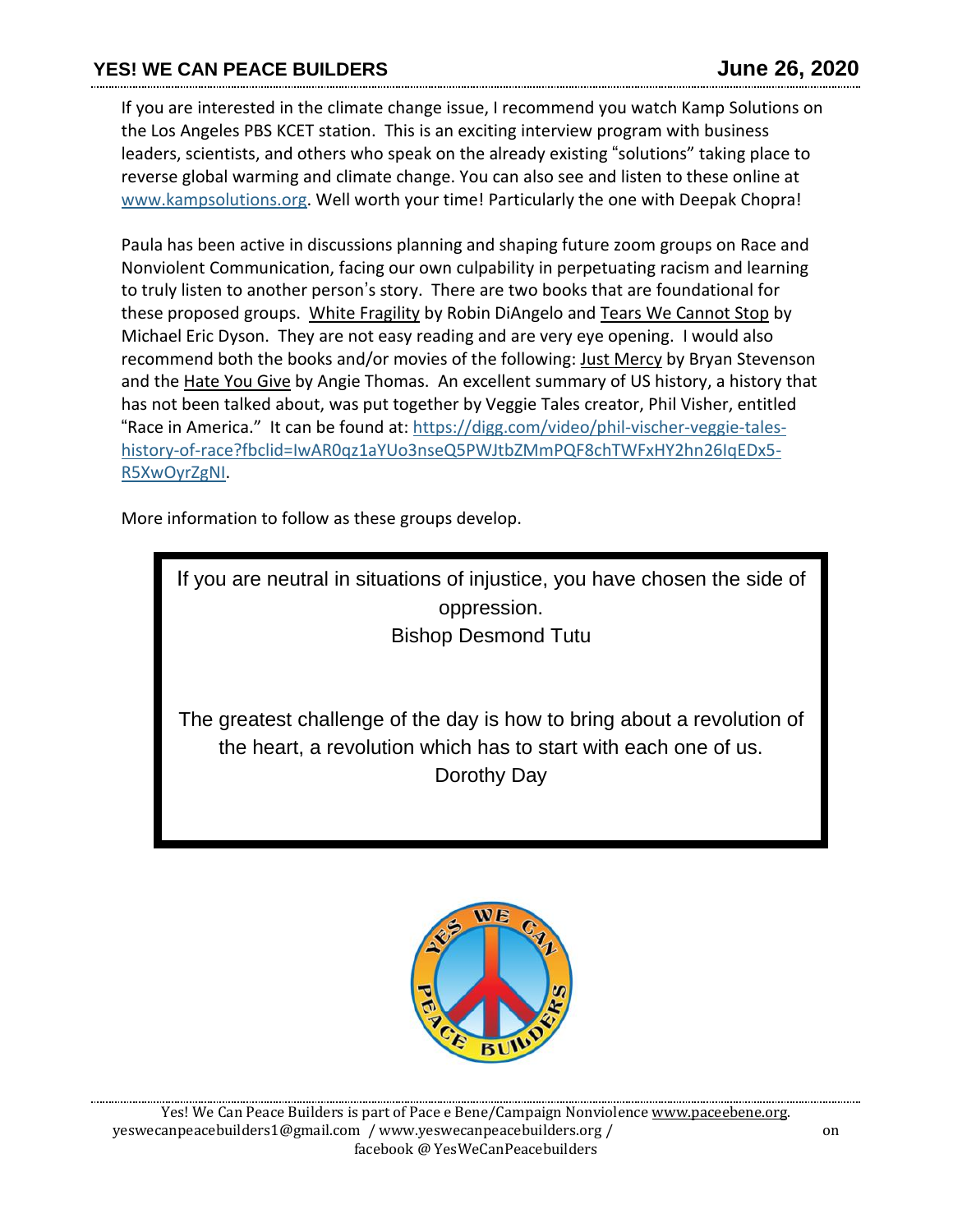If you are interested in the climate change issue, I recommend you watch Kamp Solutions on the Los Angeles PBS KCET station. This is an exciting interview program with business leaders, scientists, and others who speak on the already existing "solutions" taking place to reverse global warming and climate change. You can also see and listen to these online at www.kampsolutions.org. Well worth your time! Particularly the one with Deepak Chopra!

Paula has been active in discussions planning and shaping future zoom groups on Race and Nonviolent Communication, facing our own culpability in perpetuating racism and learning to truly listen to another person's story. There are two books that are foundational for these proposed groups. White Fragility by Robin DiAngelo and Tears We Cannot Stop by Michael Eric Dyson. They are not easy reading and are very eye opening. I would also recommend both the books and/or movies of the following: Just Mercy by Bryan Stevenson and the Hate You Give by Angie Thomas. An excellent summary of US history, a history that has not been talked about, was put together by Veggie Tales creator, Phil Visher, entitled "Race in America." It can be found at: https://digg.com/video/phil-vischer-veggie-tales-history-of-race?fbclid=IwAR0qz1aYUo3nseQ5PWJtbZMmPQF8chTWFxHY2hn26IqEDx5-R5XwOyrZgNI.

More information to follow as these groups develop.

If you are neutral in situations of injustice, you have chosen the side of oppression.
Bishop Desmond Tutu

The greatest challenge of the day is how to bring about a revolution of the heart, a revolution which has to start with each one of us.
Dorothy Day